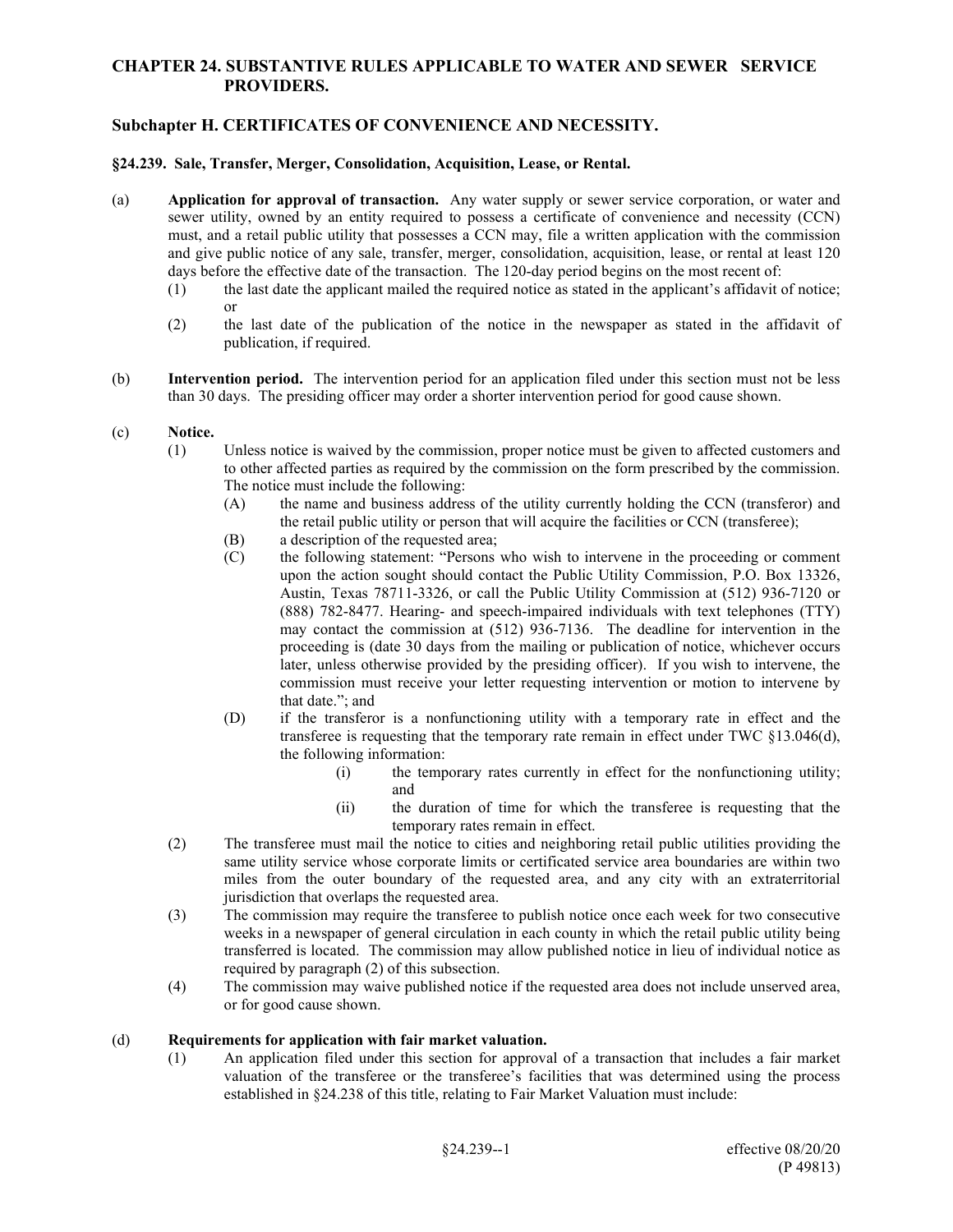# CHAPTER 24. SUBSTANTIVE RULES APPLICABLE TO WATER AND SEWER SERVICE PROVIDERS.

## Subchapter H. CERTIFICATES OF CONVENIENCE AND NECESSITY.

### §24.239. Sale, Transfer, Merger, Consolidation, Acquisition, Lease, or Rental.

(a) **Application for approval of transaction.** Any water supply or sewer service corporation, or water and sewer utility, owned by an entity required to possess a certificate of convenience and necessity (CCN) must, and a retail public utility that possesses a CCN may, file a written application with the commission and give public notice of any sale, transfer, merger, consolidation, acquisition, lease, or rental at least 120 days before the effective date of the transaction. The 120-day period begins on the most recent of:

- (1) the last date the applicant mailed the required notice as stated in the applicant's affidavit of notice; or
- (2) the last date of the publication of the notice in the newspaper as stated in the affidavit of publication, if required.

(b) **Intervention period.** The intervention period for an application filed under this section must not be less than 30 days. The presiding officer may order a shorter intervention period for good cause shown.

(c) **Notice.**

- (1) Unless notice is waived by the commission, proper notice must be given to affected customers and to other affected parties as required by the commission on the form prescribed by the commission. The notice must include the following:
  - (A) the name and business address of the utility currently holding the CCN (transferor) and the retail public utility or person that will acquire the facilities or CCN (transferee);
  - (B) a description of the requested area;
  - (C) the following statement: "Persons who wish to intervene in the proceeding or comment upon the action sought should contact the Public Utility Commission, P.O. Box 13326, Austin, Texas 78711-3326, or call the Public Utility Commission at (512) 936-7120 or (888) 782-8477. Hearing- and speech-impaired individuals with text telephones (TTY) may contact the commission at (512) 936-7136. The deadline for intervention in the proceeding is (date 30 days from the mailing or publication of notice, whichever occurs later, unless otherwise provided by the presiding officer). If you wish to intervene, the commission must receive your letter requesting intervention or motion to intervene by that date."; and
  - (D) if the transferor is a nonfunctioning utility with a temporary rate in effect and the transferee is requesting that the temporary rate remain in effect under TWC §13.046(d), the following information:
    - (i) the temporary rates currently in effect for the nonfunctioning utility; and
    - (ii) the duration of time for which the transferee is requesting that the temporary rates remain in effect.
- (2) The transferee must mail the notice to cities and neighboring retail public utilities providing the same utility service whose corporate limits or certificated service area boundaries are within two miles from the outer boundary of the requested area, and any city with an extraterritorial jurisdiction that overlaps the requested area.
- (3) The commission may require the transferee to publish notice once each week for two consecutive weeks in a newspaper of general circulation in each county in which the retail public utility being transferred is located. The commission may allow published notice in lieu of individual notice as required by paragraph (2) of this subsection.
- (4) The commission may waive published notice if the requested area does not include unserved area, or for good cause shown.

(d) **Requirements for application with fair market valuation.**

- (1) An application filed under this section for approval of a transaction that includes a fair market valuation of the transferee or the transferee's facilities that was determined using the process established in §24.238 of this title, relating to Fair Market Valuation must include: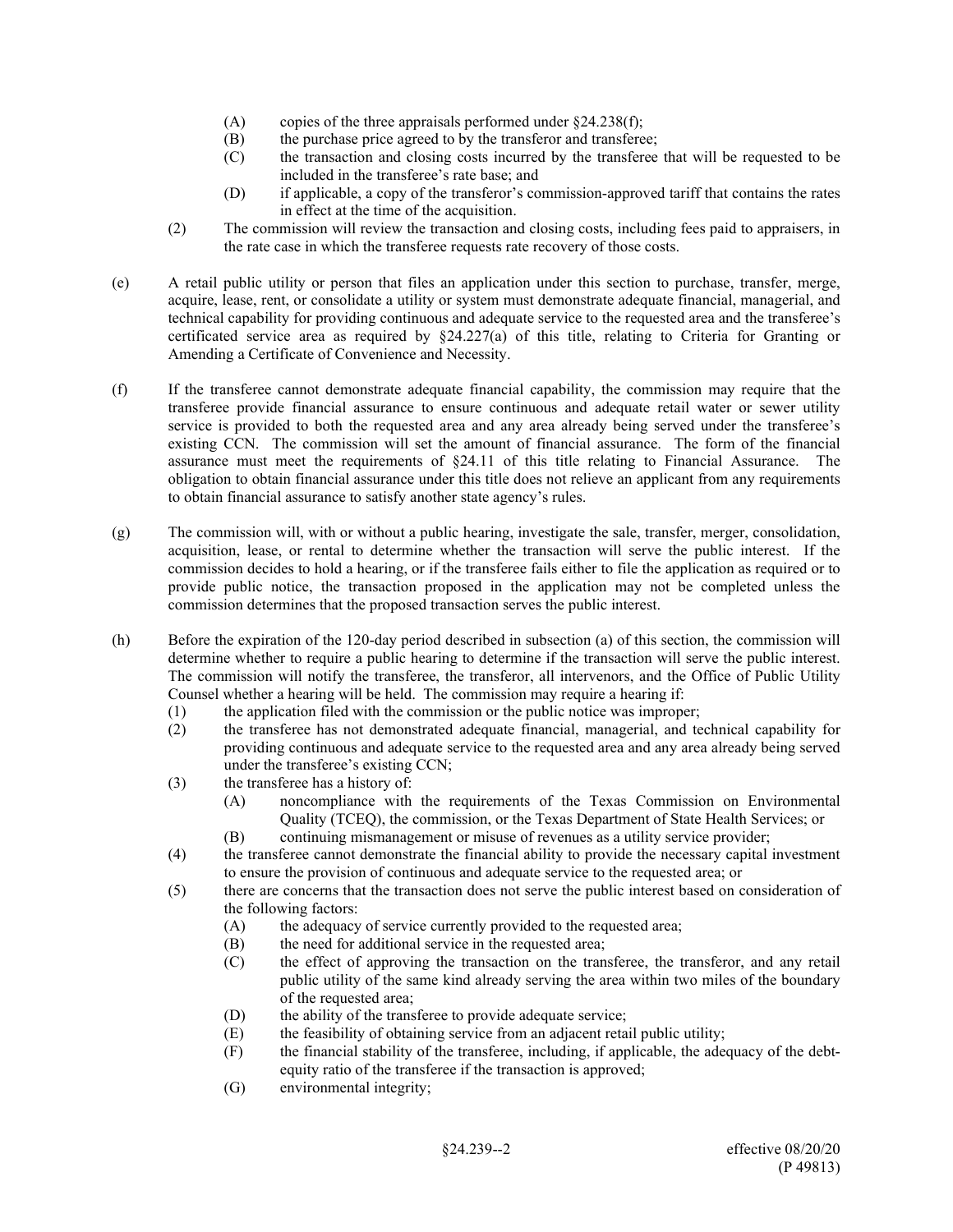- (A) copies of the three appraisals performed under §24.238(f);
- (B) the purchase price agreed to by the transferor and transferee;
- (C) the transaction and closing costs incurred by the transferee that will be requested to be included in the transferee's rate base; and
- (D) if applicable, a copy of the transferor's commission-approved tariff that contains the rates in effect at the time of the acquisition.

(2) The commission will review the transaction and closing costs, including fees paid to appraisers, in the rate case in which the transferee requests rate recovery of those costs.

(e) A retail public utility or person that files an application under this section to purchase, transfer, merge, acquire, lease, rent, or consolidate a utility or system must demonstrate adequate financial, managerial, and technical capability for providing continuous and adequate service to the requested area and the transferee's certificated service area as required by §24.227(a) of this title, relating to Criteria for Granting or Amending a Certificate of Convenience and Necessity.

(f) If the transferee cannot demonstrate adequate financial capability, the commission may require that the transferee provide financial assurance to ensure continuous and adequate retail water or sewer utility service is provided to both the requested area and any area already being served under the transferee's existing CCN. The commission will set the amount of financial assurance. The form of the financial assurance must meet the requirements of §24.11 of this title relating to Financial Assurance. The obligation to obtain financial assurance under this title does not relieve an applicant from any requirements to obtain financial assurance to satisfy another state agency's rules.

(g) The commission will, with or without a public hearing, investigate the sale, transfer, merger, consolidation, acquisition, lease, or rental to determine whether the transaction will serve the public interest. If the commission decides to hold a hearing, or if the transferee fails either to file the application as required or to provide public notice, the transaction proposed in the application may not be completed unless the commission determines that the proposed transaction serves the public interest.

(h) Before the expiration of the 120-day period described in subsection (a) of this section, the commission will determine whether to require a public hearing to determine if the transaction will serve the public interest. The commission will notify the transferee, the transferor, all intervenors, and the Office of Public Utility Counsel whether a hearing will be held. The commission may require a hearing if:

(1) the application filed with the commission or the public notice was improper;

(2) the transferee has not demonstrated adequate financial, managerial, and technical capability for providing continuous and adequate service to the requested area and any area already being served under the transferee's existing CCN;

(3) the transferee has a history of:
- (A) noncompliance with the requirements of the Texas Commission on Environmental Quality (TCEQ), the commission, or the Texas Department of State Health Services; or
- (B) continuing mismanagement or misuse of revenues as a utility service provider;

(4) the transferee cannot demonstrate the financial ability to provide the necessary capital investment to ensure the provision of continuous and adequate service to the requested area; or

(5) there are concerns that the transaction does not serve the public interest based on consideration of the following factors:
- (A) the adequacy of service currently provided to the requested area;
- (B) the need for additional service in the requested area;
- (C) the effect of approving the transaction on the transferee, the transferor, and any retail public utility of the same kind already serving the area within two miles of the boundary of the requested area;
- (D) the ability of the transferee to provide adequate service;
- (E) the feasibility of obtaining service from an adjacent retail public utility;
- (F) the financial stability of the transferee, including, if applicable, the adequacy of the debt-equity ratio of the transferee if the transaction is approved;
- (G) environmental integrity;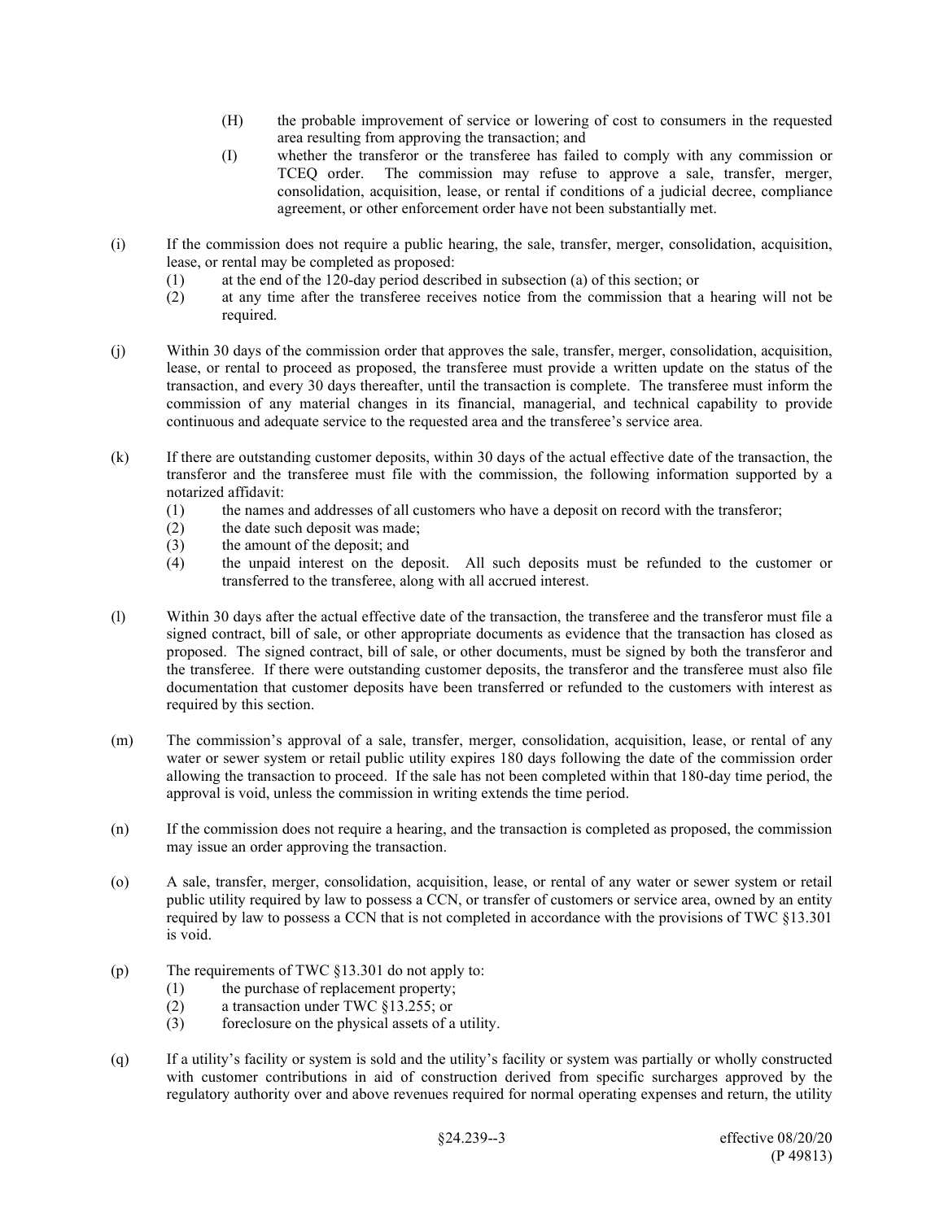(H) the probable improvement of service or lowering of cost to consumers in the requested area resulting from approving the transaction; and

(I) whether the transferor or the transferee has failed to comply with any commission or TCEQ order. The commission may refuse to approve a sale, transfer, merger, consolidation, acquisition, lease, or rental if conditions of a judicial decree, compliance agreement, or other enforcement order have not been substantially met.

(i) If the commission does not require a public hearing, the sale, transfer, merger, consolidation, acquisition, lease, or rental may be completed as proposed:

(1) at the end of the 120-day period described in subsection (a) of this section; or

(2) at any time after the transferee receives notice from the commission that a hearing will not be required.

(j) Within 30 days of the commission order that approves the sale, transfer, merger, consolidation, acquisition, lease, or rental to proceed as proposed, the transferee must provide a written update on the status of the transaction, and every 30 days thereafter, until the transaction is complete. The transferee must inform the commission of any material changes in its financial, managerial, and technical capability to provide continuous and adequate service to the requested area and the transferee's service area.

(k) If there are outstanding customer deposits, within 30 days of the actual effective date of the transaction, the transferor and the transferee must file with the commission, the following information supported by a notarized affidavit:

(1) the names and addresses of all customers who have a deposit on record with the transferor;

(2) the date such deposit was made;

(3) the amount of the deposit; and

(4) the unpaid interest on the deposit. All such deposits must be refunded to the customer or transferred to the transferee, along with all accrued interest.

(l) Within 30 days after the actual effective date of the transaction, the transferee and the transferor must file a signed contract, bill of sale, or other appropriate documents as evidence that the transaction has closed as proposed. The signed contract, bill of sale, or other documents, must be signed by both the transferor and the transferee. If there were outstanding customer deposits, the transferor and the transferee must also file documentation that customer deposits have been transferred or refunded to the customers with interest as required by this section.

(m) The commission's approval of a sale, transfer, merger, consolidation, acquisition, lease, or rental of any water or sewer system or retail public utility expires 180 days following the date of the commission order allowing the transaction to proceed. If the sale has not been completed within that 180-day time period, the approval is void, unless the commission in writing extends the time period.

(n) If the commission does not require a hearing, and the transaction is completed as proposed, the commission may issue an order approving the transaction.

(o) A sale, transfer, merger, consolidation, acquisition, lease, or rental of any water or sewer system or retail public utility required by law to possess a CCN, or transfer of customers or service area, owned by an entity required by law to possess a CCN that is not completed in accordance with the provisions of TWC §13.301 is void.

(p) The requirements of TWC §13.301 do not apply to:

(1) the purchase of replacement property;

(2) a transaction under TWC §13.255; or

(3) foreclosure on the physical assets of a utility.

(q) If a utility's facility or system is sold and the utility's facility or system was partially or wholly constructed with customer contributions in aid of construction derived from specific surcharges approved by the regulatory authority over and above revenues required for normal operating expenses and return, the utility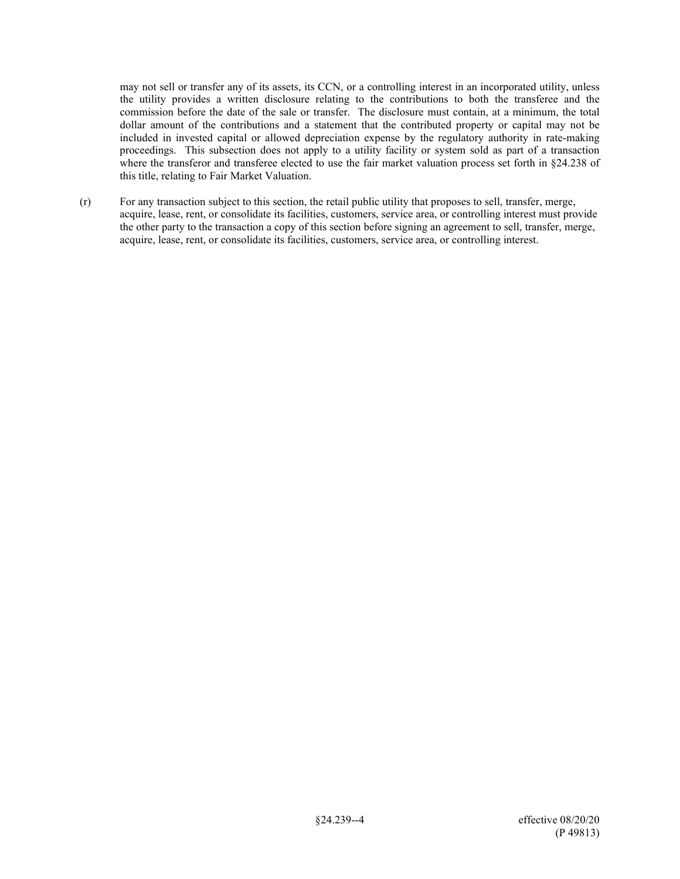may not sell or transfer any of its assets, its CCN, or a controlling interest in an incorporated utility, unless the utility provides a written disclosure relating to the contributions to both the transferee and the commission before the date of the sale or transfer. The disclosure must contain, at a minimum, the total dollar amount of the contributions and a statement that the contributed property or capital may not be included in invested capital or allowed depreciation expense by the regulatory authority in rate-making proceedings. This subsection does not apply to a utility facility or system sold as part of a transaction where the transferor and transferee elected to use the fair market valuation process set forth in §24.238 of this title, relating to Fair Market Valuation.

(r) For any transaction subject to this section, the retail public utility that proposes to sell, transfer, merge, acquire, lease, rent, or consolidate its facilities, customers, service area, or controlling interest must provide the other party to the transaction a copy of this section before signing an agreement to sell, transfer, merge, acquire, lease, rent, or consolidate its facilities, customers, service area, or controlling interest.